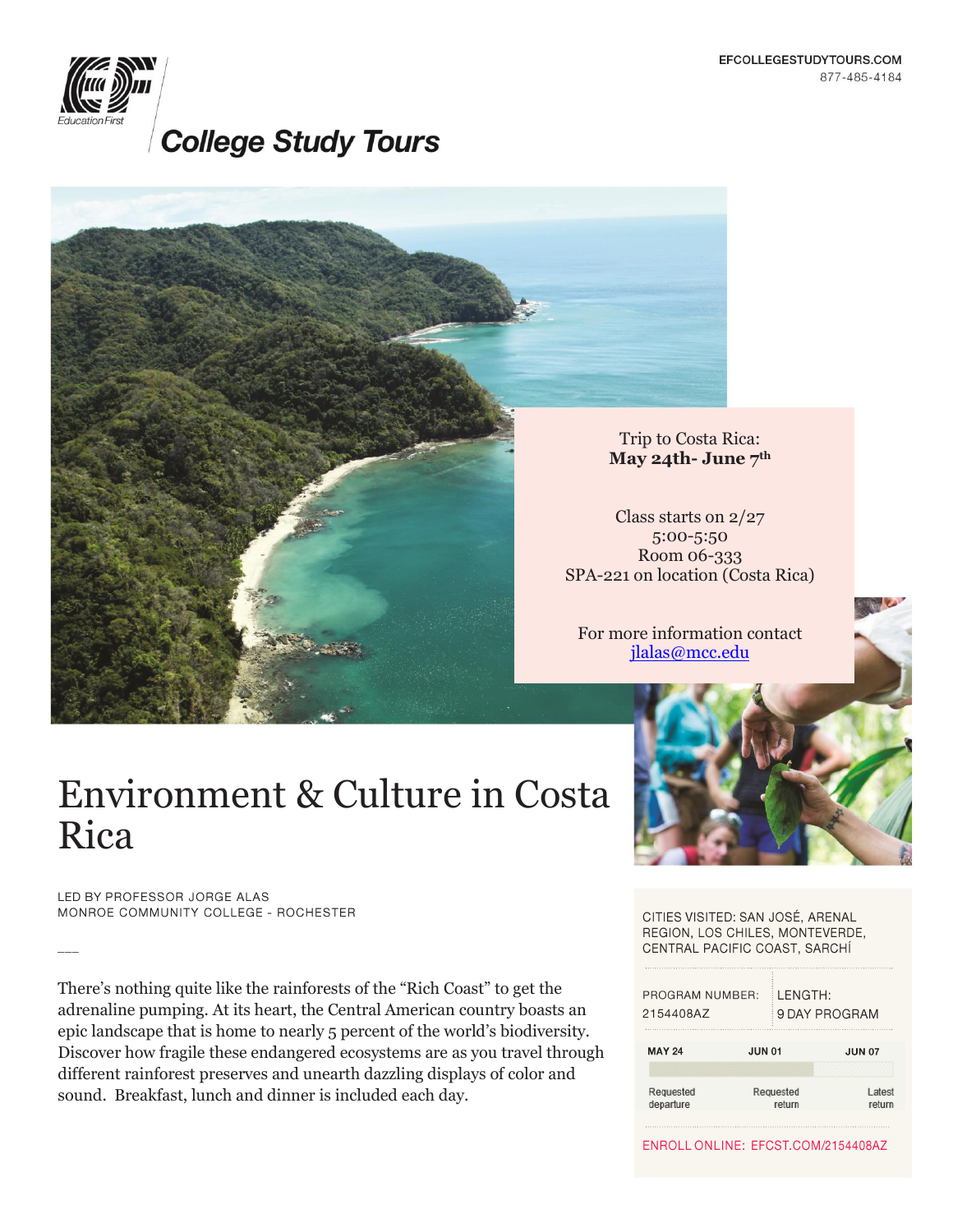EFCOLLEGESTUDYTOURS.COM
877-485-4184

Education First

College Study Tours

Trip to Costa Rica:
**May 24th- June 7th**

Class starts on 2/27
5:00-5:50
Room 06-333
SPA-221 on location (Costa Rica)

For more information contact
jlalas@mcc.edu

# Environment & Culture in Costa Rica

LED BY PROFESSOR JORGE ALAS
MONROE COMMUNITY COLLEGE - ROCHESTER

There's nothing quite like the rainforests of the "Rich Coast" to get the adrenaline pumping. At its heart, the Central American country boasts an epic landscape that is home to nearly 5 percent of the world's biodiversity. Discover how fragile these endangered ecosystems are as you travel through different rainforest preserves and unearth dazzling displays of color and sound. Breakfast, lunch and dinner is included each day.

CITIES VISITED: SAN JOSÉ, ARENAL REGION, LOS CHILES, MONTEVERDE, CENTRAL PACIFIC COAST, SARCHÍ

PROGRAM NUMBER: 2154408AZ

LENGTH: 9 DAY PROGRAM

| MAY 24 | JUN 01 | JUN 07 |
|---|---|---|
| Requested departure | Requested return | Latest return |

ENROLL ONLINE: EFCST.COM/2154408AZ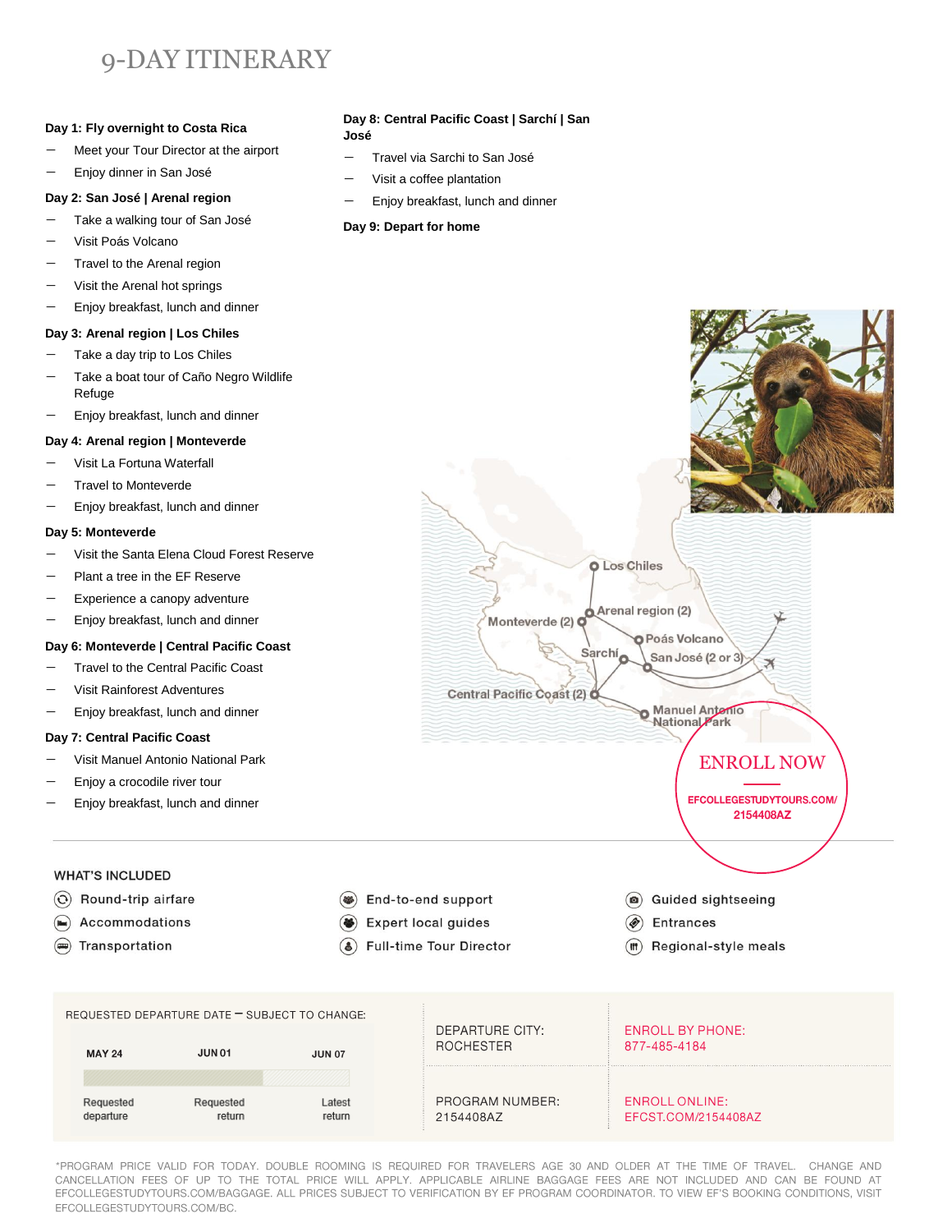# 9-DAY ITINERARY

**Day 1: Fly overnight to Costa Rica**

- Meet your Tour Director at the airport
- Enjoy dinner in San José

**Day 2: San José | Arenal region**

- Take a walking tour of San José
- Visit Poás Volcano
- Travel to the Arenal region
- Visit the Arenal hot springs
- Enjoy breakfast, lunch and dinner

**Day 3: Arenal region | Los Chiles**

- Take a day trip to Los Chiles
- Take a boat tour of Caño Negro Wildlife Refuge
- Enjoy breakfast, lunch and dinner

**Day 4: Arenal region | Monteverde**

- Visit La Fortuna Waterfall
- Travel to Monteverde
- Enjoy breakfast, lunch and dinner

**Day 5: Monteverde**

- Visit the Santa Elena Cloud Forest Reserve
- Plant a tree in the EF Reserve
- Experience a canopy adventure
- Enjoy breakfast, lunch and dinner

**Day 6: Monteverde | Central Pacific Coast**

- Travel to the Central Pacific Coast
- Visit Rainforest Adventures
- Enjoy breakfast, lunch and dinner

**Day 7: Central Pacific Coast**

- Visit Manuel Antonio National Park
- Enjoy a crocodile river tour
- Enjoy breakfast, lunch and dinner

**Day 8: Central Pacific Coast | Sarchí | San José**

- Travel via Sarchi to San José
- Visit a coffee plantation
- Enjoy breakfast, lunch and dinner

**Day 9: Depart for home**

Los Chiles
Arenal region (2)
Monteverde (2)
Poás Volcano
Sarchí
San José (2 or 3)
Central Pacific Coast (2)
Manuel Antonio National Park

ENROLL NOW
EFCOLLEGESTUDYTOURS.COM/2154408AZ

## WHAT'S INCLUDED

- Round-trip airfare
- Accommodations
- Transportation
- End-to-end support
- Expert local guides
- Full-time Tour Director
- Guided sightseeing
- Entrances
- Regional-style meals

REQUESTED DEPARTURE DATE – SUBJECT TO CHANGE:

| MAY 24 | JUN 01 | JUN 07 |
|---|---|---|
| Requested departure | Requested return | Latest return |

DEPARTURE CITY: ROCHESTER

PROGRAM NUMBER: 2154408AZ

ENROLL BY PHONE: 877-485-4184

ENROLL ONLINE: EFCST.COM/2154408AZ

*PROGRAM PRICE VALID FOR TODAY. DOUBLE ROOMING IS REQUIRED FOR TRAVELERS AGE 30 AND OLDER AT THE TIME OF TRAVEL. CHANGE AND CANCELLATION FEES OF UP TO THE TOTAL PRICE WILL APPLY. APPLICABLE AIRLINE BAGGAGE FEES ARE NOT INCLUDED AND CAN BE FOUND AT EFCOLLEGESTUDYTOURS.COM/BAGGAGE. ALL PRICES SUBJECT TO VERIFICATION BY EF PROGRAM COORDINATOR. TO VIEW EF'S BOOKING CONDITIONS, VISIT EFCOLLEGESTUDYTOURS.COM/BC.